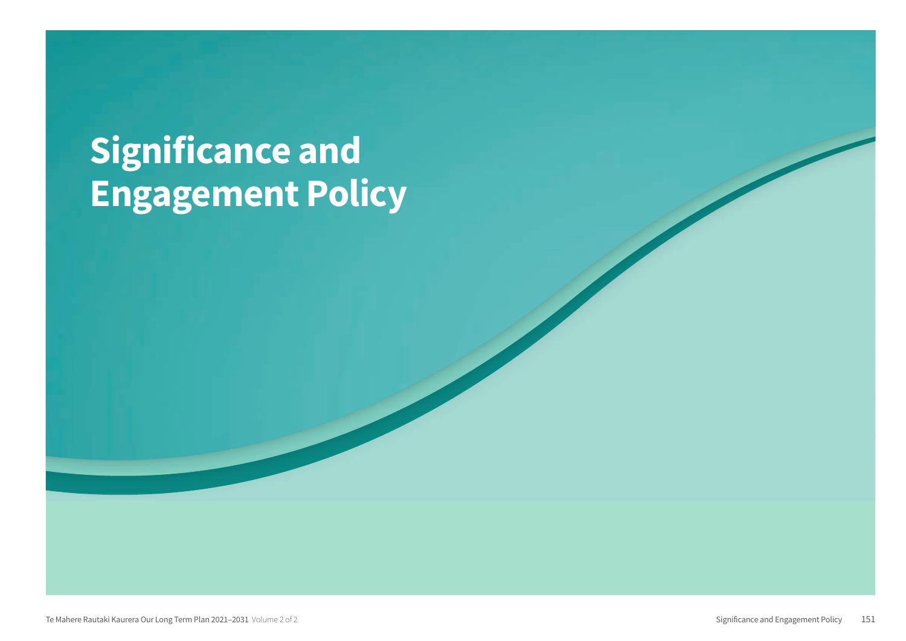# Significance and Engagement Policy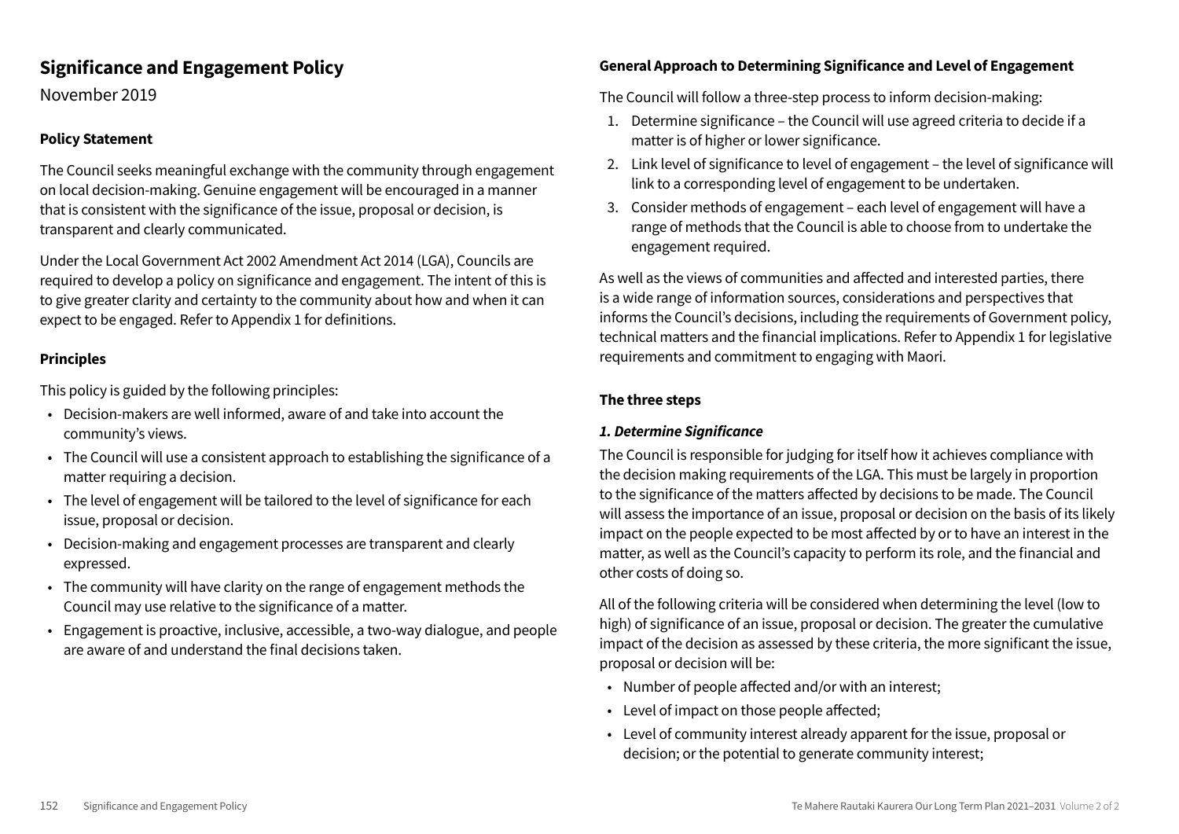## Significance and Engagement Policy

November 2019

### Policy Statement

The Council seeks meaningful exchange with the community through engagement on local decision-making. Genuine engagement will be encouraged in a manner that is consistent with the significance of the issue, proposal or decision, is transparent and clearly communicated.

Under the Local Government Act 2002 Amendment Act 2014 (LGA), Councils are required to develop a policy on significance and engagement. The intent of this is to give greater clarity and certainty to the community about how and when it can expect to be engaged. Refer to Appendix 1 for definitions.

### Principles

This policy is guided by the following principles:

- Decision-makers are well informed, aware of and take into account the community's views.
- The Council will use a consistent approach to establishing the significance of a matter requiring a decision.
- The level of engagement will be tailored to the level of significance for each issue, proposal or decision.
- Decision-making and engagement processes are transparent and clearly expressed.
- The community will have clarity on the range of engagement methods the Council may use relative to the significance of a matter.
- Engagement is proactive, inclusive, accessible, a two-way dialogue, and people are aware of and understand the final decisions taken.

### General Approach to Determining Significance and Level of Engagement

The Council will follow a three-step process to inform decision-making:

1. Determine significance – the Council will use agreed criteria to decide if a matter is of higher or lower significance.
2. Link level of significance to level of engagement – the level of significance will link to a corresponding level of engagement to be undertaken.
3. Consider methods of engagement – each level of engagement will have a range of methods that the Council is able to choose from to undertake the engagement required.

As well as the views of communities and affected and interested parties, there is a wide range of information sources, considerations and perspectives that informs the Council's decisions, including the requirements of Government policy, technical matters and the financial implications. Refer to Appendix 1 for legislative requirements and commitment to engaging with Maori.

### The three steps

#### *1. Determine Significance*

The Council is responsible for judging for itself how it achieves compliance with the decision making requirements of the LGA. This must be largely in proportion to the significance of the matters affected by decisions to be made. The Council will assess the importance of an issue, proposal or decision on the basis of its likely impact on the people expected to be most affected by or to have an interest in the matter, as well as the Council's capacity to perform its role, and the financial and other costs of doing so.

All of the following criteria will be considered when determining the level (low to high) of significance of an issue, proposal or decision. The greater the cumulative impact of the decision as assessed by these criteria, the more significant the issue, proposal or decision will be:

- Number of people affected and/or with an interest;
- Level of impact on those people affected;
- Level of community interest already apparent for the issue, proposal or decision; or the potential to generate community interest;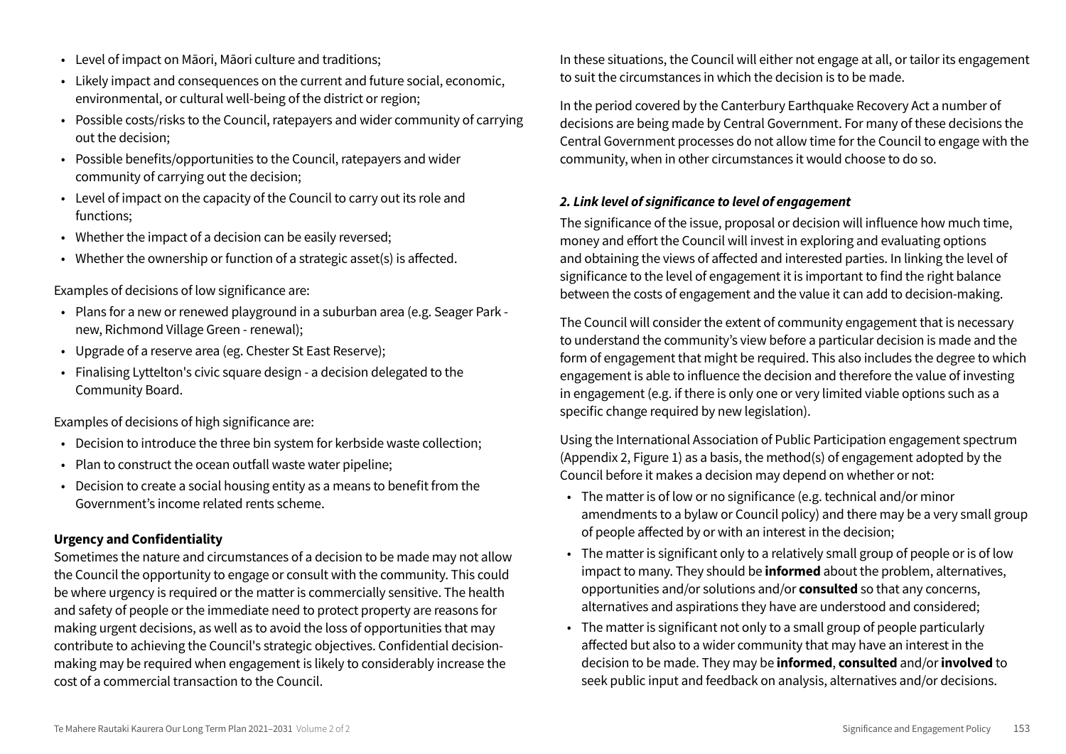- Level of impact on Māori, Māori culture and traditions;
- Likely impact and consequences on the current and future social, economic, environmental, or cultural well-being of the district or region;
- Possible costs/risks to the Council, ratepayers and wider community of carrying out the decision;
- Possible benefits/opportunities to the Council, ratepayers and wider community of carrying out the decision;
- Level of impact on the capacity of the Council to carry out its role and functions;
- Whether the impact of a decision can be easily reversed;
- Whether the ownership or function of a strategic asset(s) is affected.

Examples of decisions of low significance are:

- Plans for a new or renewed playground in a suburban area (e.g. Seager Park - new, Richmond Village Green - renewal);
- Upgrade of a reserve area (eg. Chester St East Reserve);
- Finalising Lyttelton's civic square design - a decision delegated to the Community Board.

Examples of decisions of high significance are:

- Decision to introduce the three bin system for kerbside waste collection;
- Plan to construct the ocean outfall waste water pipeline;
- Decision to create a social housing entity as a means to benefit from the Government's income related rents scheme.

**Urgency and Confidentiality**

Sometimes the nature and circumstances of a decision to be made may not allow the Council the opportunity to engage or consult with the community. This could be where urgency is required or the matter is commercially sensitive. The health and safety of people or the immediate need to protect property are reasons for making urgent decisions, as well as to avoid the loss of opportunities that may contribute to achieving the Council's strategic objectives. Confidential decision-making may be required when engagement is likely to considerably increase the cost of a commercial transaction to the Council.

In these situations, the Council will either not engage at all, or tailor its engagement to suit the circumstances in which the decision is to be made.

In the period covered by the Canterbury Earthquake Recovery Act a number of decisions are being made by Central Government. For many of these decisions the Central Government processes do not allow time for the Council to engage with the community, when in other circumstances it would choose to do so.

***2. Link level of significance to level of engagement***

The significance of the issue, proposal or decision will influence how much time, money and effort the Council will invest in exploring and evaluating options and obtaining the views of affected and interested parties. In linking the level of significance to the level of engagement it is important to find the right balance between the costs of engagement and the value it can add to decision-making.

The Council will consider the extent of community engagement that is necessary to understand the community's view before a particular decision is made and the form of engagement that might be required. This also includes the degree to which engagement is able to influence the decision and therefore the value of investing in engagement (e.g. if there is only one or very limited viable options such as a specific change required by new legislation).

Using the International Association of Public Participation engagement spectrum (Appendix 2, Figure 1) as a basis, the method(s) of engagement adopted by the Council before it makes a decision may depend on whether or not:

- The matter is of low or no significance (e.g. technical and/or minor amendments to a bylaw or Council policy) and there may be a very small group of people affected by or with an interest in the decision;
- The matter is significant only to a relatively small group of people or is of low impact to many. They should be **informed** about the problem, alternatives, opportunities and/or solutions and/or **consulted** so that any concerns, alternatives and aspirations they have are understood and considered;
- The matter is significant not only to a small group of people particularly affected but also to a wider community that may have an interest in the decision to be made. They may be **informed**, **consulted** and/or **involved** to seek public input and feedback on analysis, alternatives and/or decisions.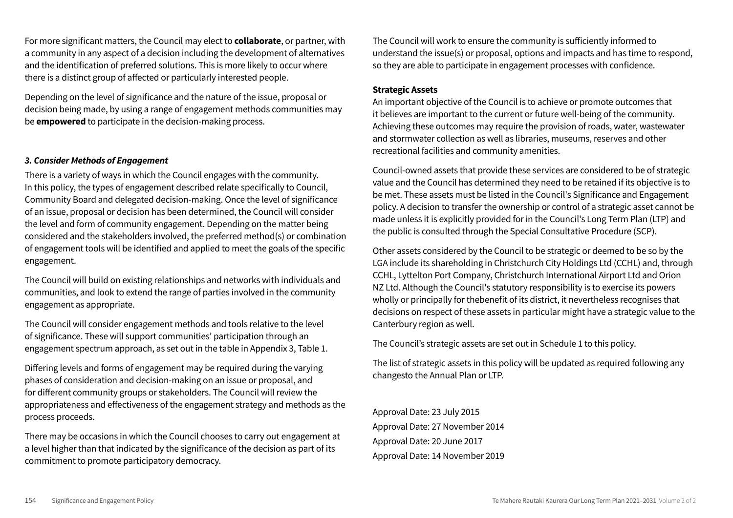For more significant matters, the Council may elect to **collaborate**, or partner, with a community in any aspect of a decision including the development of alternatives and the identification of preferred solutions. This is more likely to occur where there is a distinct group of affected or particularly interested people.

Depending on the level of significance and the nature of the issue, proposal or decision being made, by using a range of engagement methods communities may be **empowered** to participate in the decision-making process.

### *3. Consider Methods of Engagement*

There is a variety of ways in which the Council engages with the community. In this policy, the types of engagement described relate specifically to Council, Community Board and delegated decision-making. Once the level of significance of an issue, proposal or decision has been determined, the Council will consider the level and form of community engagement. Depending on the matter being considered and the stakeholders involved, the preferred method(s) or combination of engagement tools will be identified and applied to meet the goals of the specific engagement.

The Council will build on existing relationships and networks with individuals and communities, and look to extend the range of parties involved in the community engagement as appropriate.

The Council will consider engagement methods and tools relative to the level of significance. These will support communities' participation through an engagement spectrum approach, as set out in the table in Appendix 3, Table 1.

Differing levels and forms of engagement may be required during the varying phases of consideration and decision-making on an issue or proposal, and for different community groups or stakeholders. The Council will review the appropriateness and effectiveness of the engagement strategy and methods as the process proceeds.

There may be occasions in which the Council chooses to carry out engagement at a level higher than that indicated by the significance of the decision as part of its commitment to promote participatory democracy.

The Council will work to ensure the community is sufficiently informed to understand the issue(s) or proposal, options and impacts and has time to respond, so they are able to participate in engagement processes with confidence.

**Strategic Assets**

An important objective of the Council is to achieve or promote outcomes that it believes are important to the current or future well-being of the community. Achieving these outcomes may require the provision of roads, water, wastewater and stormwater collection as well as libraries, museums, reserves and other recreational facilities and community amenities.

Council-owned assets that provide these services are considered to be of strategic value and the Council has determined they need to be retained if its objective is to be met. These assets must be listed in the Council's Significance and Engagement policy. A decision to transfer the ownership or control of a strategic asset cannot be made unless it is explicitly provided for in the Council's Long Term Plan (LTP) and the public is consulted through the Special Consultative Procedure (SCP).

Other assets considered by the Council to be strategic or deemed to be so by the LGA include its shareholding in Christchurch City Holdings Ltd (CCHL) and, through CCHL, Lyttelton Port Company, Christchurch International Airport Ltd and Orion NZ Ltd. Although the Council's statutory responsibility is to exercise its powers wholly or principally for thebenefit of its district, it nevertheless recognises that decisions on respect of these assets in particular might have a strategic value to the Canterbury region as well.

The Council's strategic assets are set out in Schedule 1 to this policy.

The list of strategic assets in this policy will be updated as required following any changesto the Annual Plan or LTP.

Approval Date: 23 July 2015
Approval Date: 27 November 2014
Approval Date: 20 June 2017
Approval Date: 14 November 2019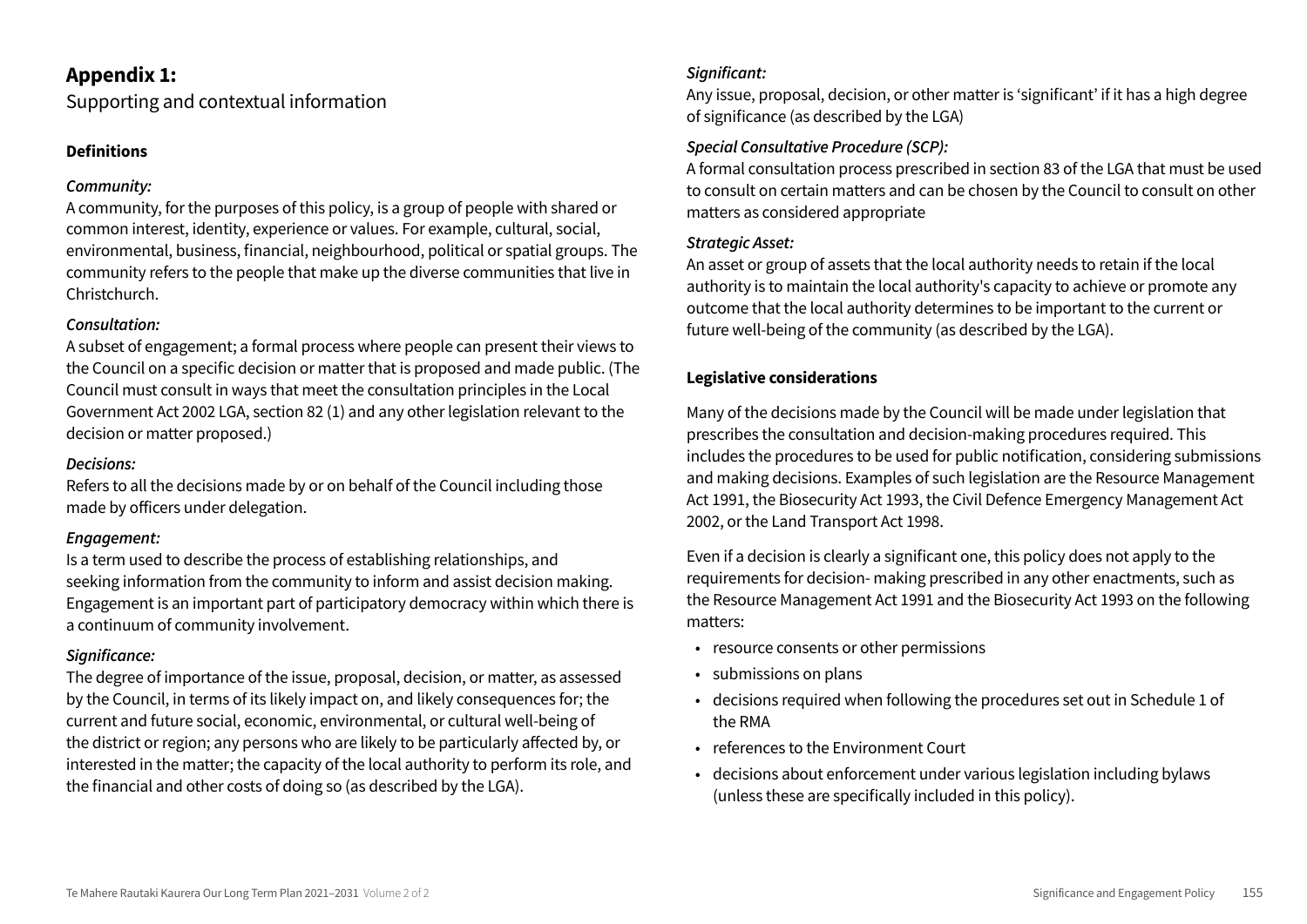## Appendix 1:

Supporting and contextual information

### Definitions

***Community:***
A community, for the purposes of this policy, is a group of people with shared or common interest, identity, experience or values. For example, cultural, social, environmental, business, financial, neighbourhood, political or spatial groups. The community refers to the people that make up the diverse communities that live in Christchurch.

***Consultation:***
A subset of engagement; a formal process where people can present their views to the Council on a specific decision or matter that is proposed and made public. (The Council must consult in ways that meet the consultation principles in the Local Government Act 2002 LGA, section 82 (1) and any other legislation relevant to the decision or matter proposed.)

***Decisions:***
Refers to all the decisions made by or on behalf of the Council including those made by officers under delegation.

***Engagement:***
Is a term used to describe the process of establishing relationships, and seeking information from the community to inform and assist decision making. Engagement is an important part of participatory democracy within which there is a continuum of community involvement.

***Significance:***
The degree of importance of the issue, proposal, decision, or matter, as assessed by the Council, in terms of its likely impact on, and likely consequences for; the current and future social, economic, environmental, or cultural well-being of the district or region; any persons who are likely to be particularly affected by, or interested in the matter; the capacity of the local authority to perform its role, and the financial and other costs of doing so (as described by the LGA).

***Significant:***
Any issue, proposal, decision, or other matter is 'significant' if it has a high degree of significance (as described by the LGA)

***Special Consultative Procedure (SCP):***
A formal consultation process prescribed in section 83 of the LGA that must be used to consult on certain matters and can be chosen by the Council to consult on other matters as considered appropriate

***Strategic Asset:***
An asset or group of assets that the local authority needs to retain if the local authority is to maintain the local authority's capacity to achieve or promote any outcome that the local authority determines to be important to the current or future well-being of the community (as described by the LGA).

### Legislative considerations

Many of the decisions made by the Council will be made under legislation that prescribes the consultation and decision-making procedures required. This includes the procedures to be used for public notification, considering submissions and making decisions. Examples of such legislation are the Resource Management Act 1991, the Biosecurity Act 1993, the Civil Defence Emergency Management Act 2002, or the Land Transport Act 1998.

Even if a decision is clearly a significant one, this policy does not apply to the requirements for decision- making prescribed in any other enactments, such as the Resource Management Act 1991 and the Biosecurity Act 1993 on the following matters:

- resource consents or other permissions
- submissions on plans
- decisions required when following the procedures set out in Schedule 1 of the RMA
- references to the Environment Court
- decisions about enforcement under various legislation including bylaws (unless these are specifically included in this policy).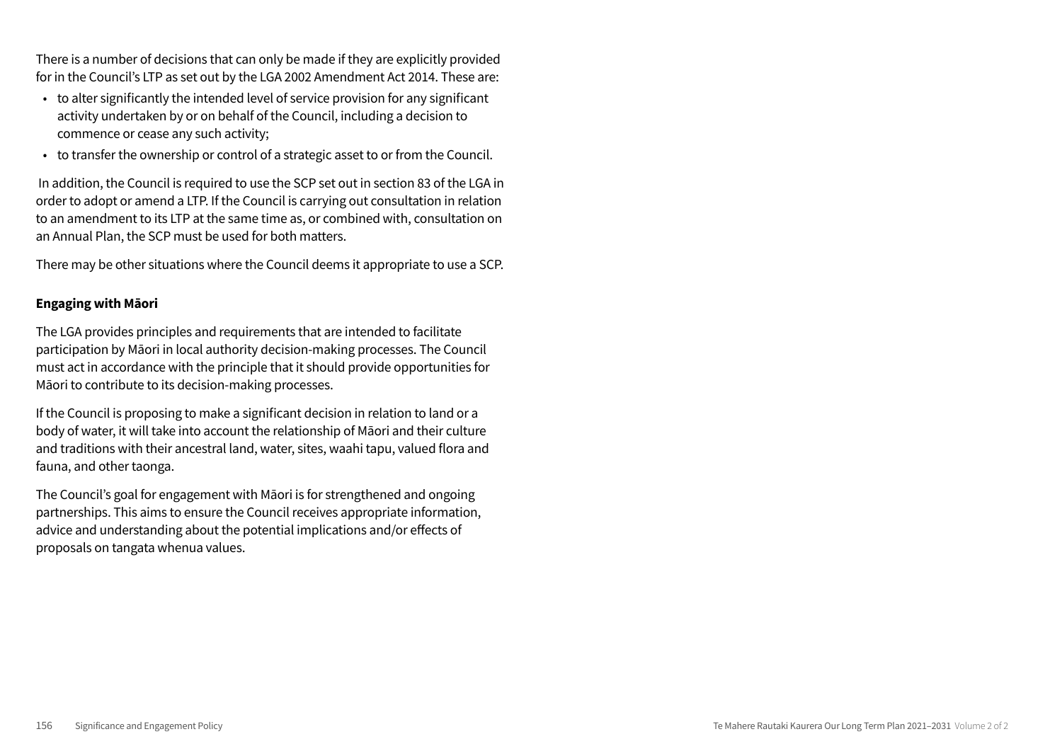There is a number of decisions that can only be made if they are explicitly provided for in the Council's LTP as set out by the LGA 2002 Amendment Act 2014. These are:

- to alter significantly the intended level of service provision for any significant activity undertaken by or on behalf of the Council, including a decision to commence or cease any such activity;
- to transfer the ownership or control of a strategic asset to or from the Council.

In addition, the Council is required to use the SCP set out in section 83 of the LGA in order to adopt or amend a LTP. If the Council is carrying out consultation in relation to an amendment to its LTP at the same time as, or combined with, consultation on an Annual Plan, the SCP must be used for both matters.

There may be other situations where the Council deems it appropriate to use a SCP.

**Engaging with Māori**

The LGA provides principles and requirements that are intended to facilitate participation by Māori in local authority decision-making processes. The Council must act in accordance with the principle that it should provide opportunities for Māori to contribute to its decision-making processes.

If the Council is proposing to make a significant decision in relation to land or a body of water, it will take into account the relationship of Māori and their culture and traditions with their ancestral land, water, sites, waahi tapu, valued flora and fauna, and other taonga.

The Council's goal for engagement with Māori is for strengthened and ongoing partnerships. This aims to ensure the Council receives appropriate information, advice and understanding about the potential implications and/or effects of proposals on tangata whenua values.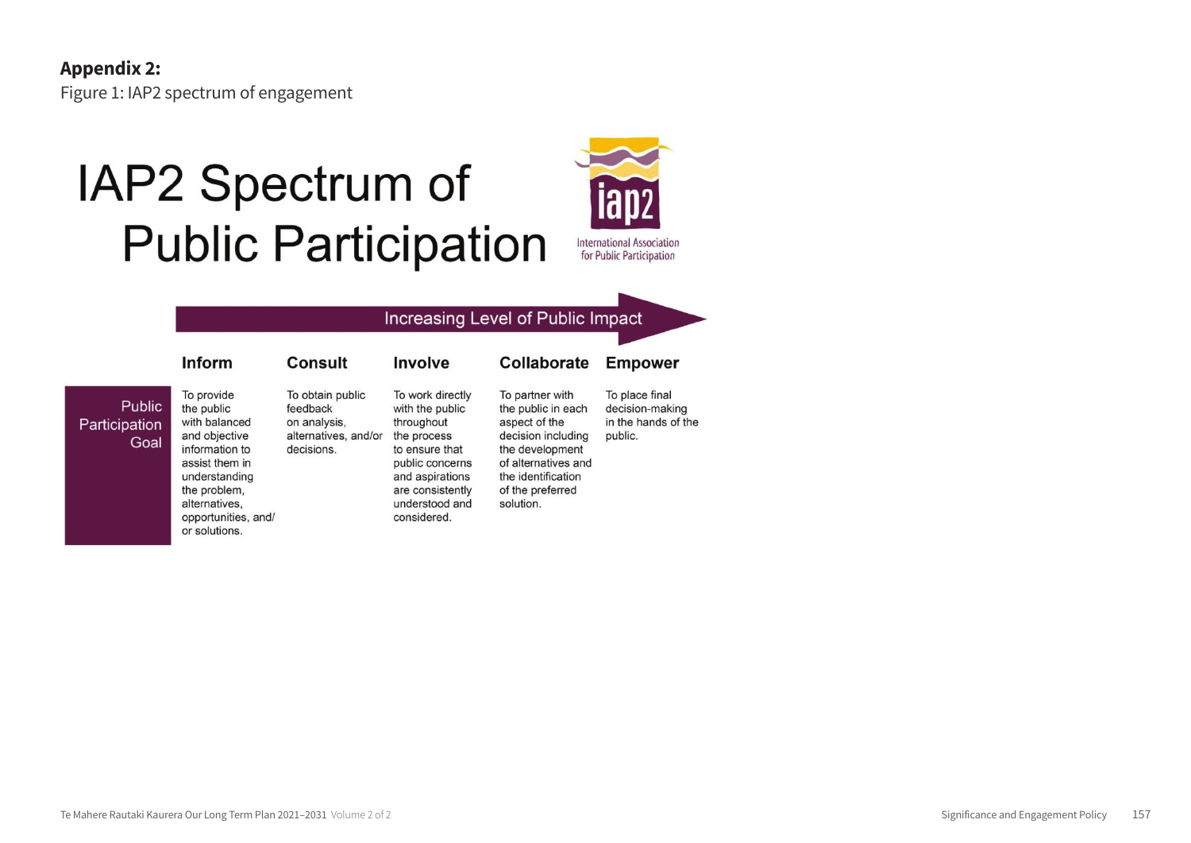**Appendix 2:**

Figure 1: IAP2 spectrum of engagement

# IAP2 Spectrum of Public Participation

International Association for Public Participation

Increasing Level of Public Impact →

| | Inform | Consult | Involve | Collaborate | Empower |
|---|---|---|---|---|---|
| Public Participation Goal | To provide the public with balanced and objective information to assist them in understanding the problem, alternatives, opportunities, and/or solutions. | To obtain public feedback on analysis, alternatives, and/or decisions. | To work directly with the public throughout the process to ensure that public concerns and aspirations are consistently understood and considered. | To partner with the public in each aspect of the decision including the development of alternatives and the identification of the preferred solution. | To place final decision-making in the hands of the public. |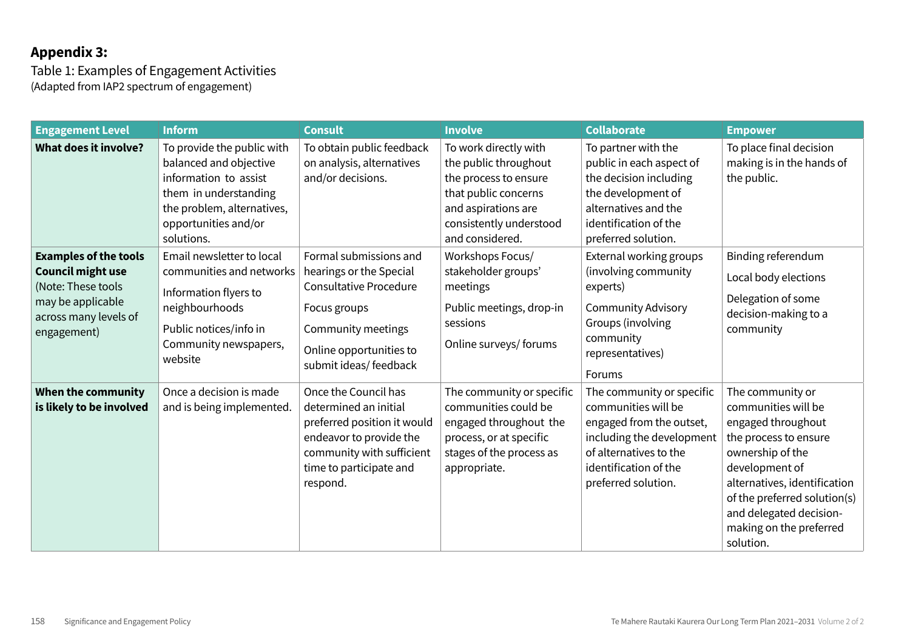## Appendix 3:

Table 1: Examples of Engagement Activities
(Adapted from IAP2 spectrum of engagement)

| Engagement Level | Inform | Consult | Involve | Collaborate | Empower |
|---|---|---|---|---|---|
| **What does it involve?** | To provide the public with balanced and objective information to assist them in understanding the problem, alternatives, opportunities and/or solutions. | To obtain public feedback on analysis, alternatives and/or decisions. | To work directly with the public throughout the process to ensure that public concerns and aspirations are consistently understood and considered. | To partner with the public in each aspect of the decision including the development of alternatives and the identification of the preferred solution. | To place final decision making is in the hands of the public. |
| **Examples of the tools Council might use** (Note: These tools may be applicable across many levels of engagement) | Email newsletter to local communities and networks<br><br>Information flyers to neighbourhoods<br><br>Public notices/info in Community newspapers, website | Formal submissions and hearings or the Special Consultative Procedure<br><br>Focus groups<br><br>Community meetings<br><br>Online opportunities to submit ideas/ feedback | Workshops Focus/ stakeholder groups' meetings<br><br>Public meetings, drop-in sessions<br><br>Online surveys/ forums | External working groups (involving community experts)<br><br>Community Advisory Groups (involving community representatives)<br><br>Forums | Binding referendum<br><br>Local body elections<br><br>Delegation of some decision-making to a community |
| **When the community is likely to be involved** | Once a decision is made and is being implemented. | Once the Council has determined an initial preferred position it would endeavor to provide the community with sufficient time to participate and respond. | The community or specific communities could be engaged throughout the process, or at specific stages of the process as appropriate. | The community or specific communities will be engaged from the outset, including the development of alternatives to the identification of the preferred solution. | The community or communities will be engaged throughout the process to ensure ownership of the development of alternatives, identification of the preferred solution(s) and delegated decision-making on the preferred solution. |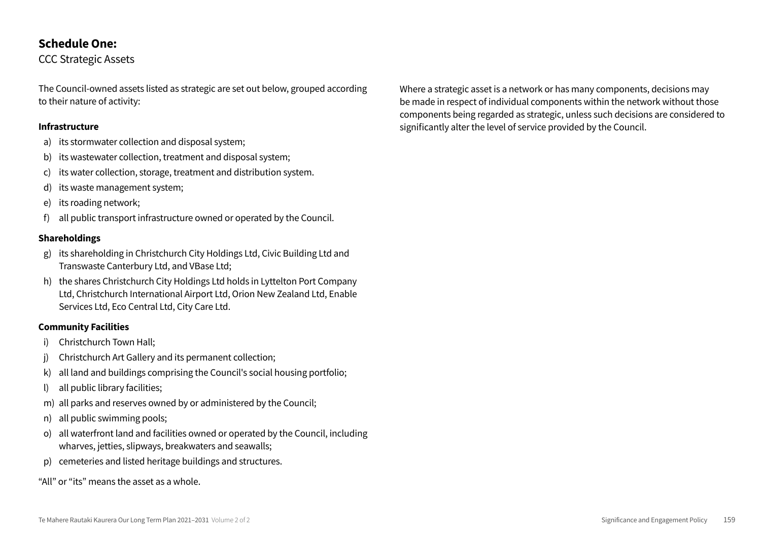## Schedule One:

CCC Strategic Assets

The Council-owned assets listed as strategic are set out below, grouped according to their nature of activity:

**Infrastructure**

a) its stormwater collection and disposal system;
b) its wastewater collection, treatment and disposal system;
c) its water collection, storage, treatment and distribution system.
d) its waste management system;
e) its roading network;
f) all public transport infrastructure owned or operated by the Council.

**Shareholdings**

g) its shareholding in Christchurch City Holdings Ltd, Civic Building Ltd and Transwaste Canterbury Ltd, and VBase Ltd;
h) the shares Christchurch City Holdings Ltd holds in Lyttelton Port Company Ltd, Christchurch International Airport Ltd, Orion New Zealand Ltd, Enable Services Ltd, Eco Central Ltd, City Care Ltd.

**Community Facilities**

i) Christchurch Town Hall;
j) Christchurch Art Gallery and its permanent collection;
k) all land and buildings comprising the Council's social housing portfolio;
l) all public library facilities;
m) all parks and reserves owned by or administered by the Council;
n) all public swimming pools;
o) all waterfront land and facilities owned or operated by the Council, including wharves, jetties, slipways, breakwaters and seawalls;
p) cemeteries and listed heritage buildings and structures.

"All" or "its" means the asset as a whole.

Where a strategic asset is a network or has many components, decisions may be made in respect of individual components within the network without those components being regarded as strategic, unless such decisions are considered to significantly alter the level of service provided by the Council.